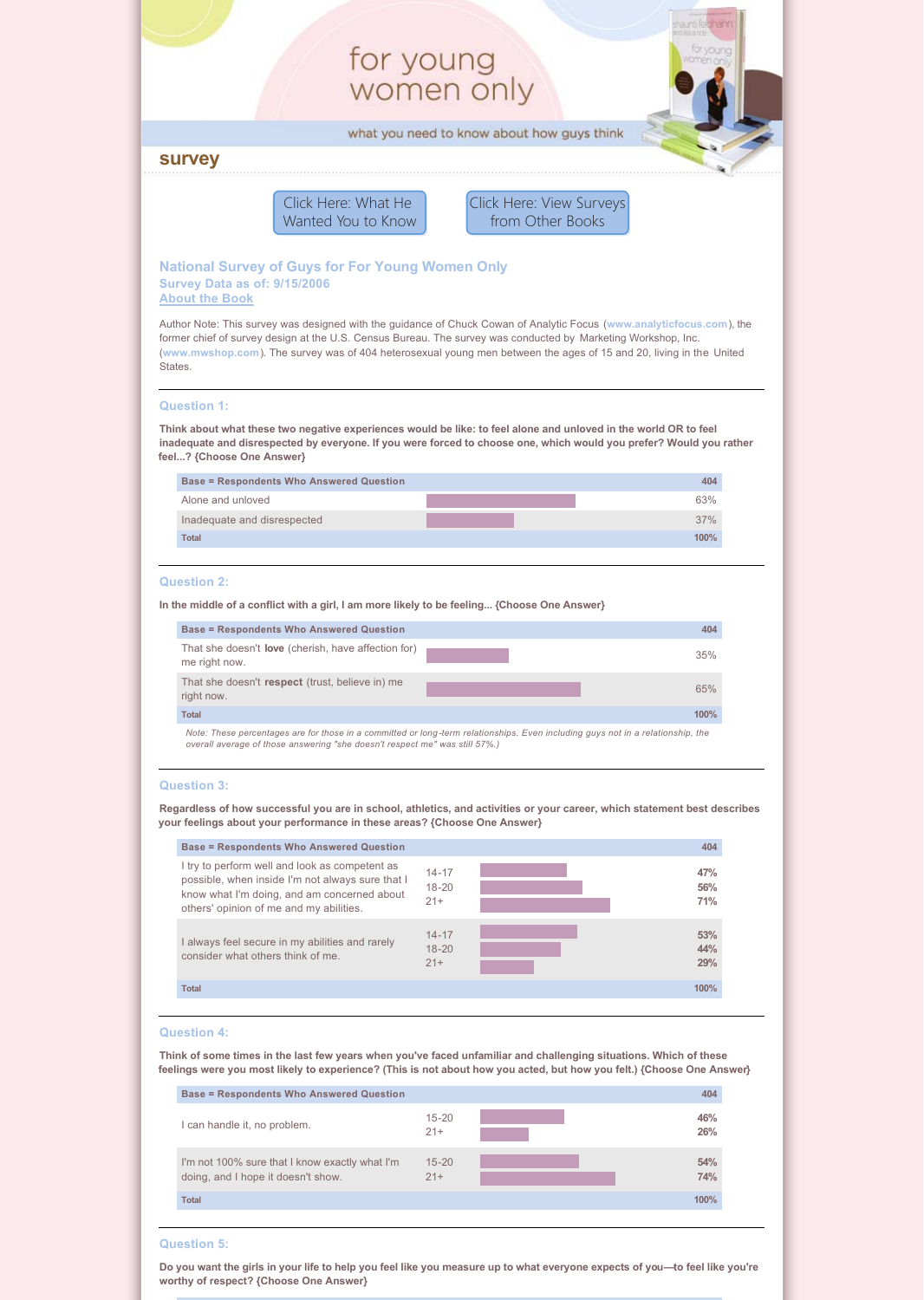# for young women only

what you need to know about how guys think

## survey

Click Here: What He Wanted You to Know

Click Here: View Surveys from Other Books

### National Survey of Guys for For Young Women Only

**Survey Data as of: 9/15/2006**

About the Book

Author Note: This survey was designed with the guidance of Chuck Cowan of Analytic Focus (www.analyticfocus.com), the former chief of survey design at the U.S. Census Bureau. The survey was conducted by Marketing Workshop, Inc. (www.mwshop.com). The survey was of 404 heterosexual young men between the ages of 15 and 20, living in the United States.

---

### Question 1:

**Think about what these two negative experiences would be like: to feel alone and unloved in the world OR to feel inadequate and disrespected by everyone. If you were forced to choose one, which would you prefer? Would you rather feel...? {Choose One Answer}**

| Base = Respondents Who Answered Question | 404 |
|---|---|
| Alone and unloved | 63% |
| Inadequate and disrespected | 37% |
| Total | 100% |

---

### Question 2:

**In the middle of a conflict with a girl, I am more likely to be feeling... {Choose One Answer}**

| Base = Respondents Who Answered Question | 404 |
|---|---|
| That she doesn't **love** (cherish, have affection for) me right now. | 35% |
| That she doesn't **respect** (trust, believe in) me right now. | 65% |
| Total | 100% |

*Note: These percentages are for those in a committed or long-term relationships. Even including guys not in a relationship, the overall average of those answering "she doesn't respect me" was still 57%.)*

---

### Question 3:

**Regardless of how successful you are in school, athletics, and activities or your career, which statement best describes your feelings about your performance in these areas? {Choose One Answer}**

| Base = Respondents Who Answered Question | | 404 |
|---|---|---|
| I try to perform well and look as competent as possible, when inside I'm not always sure that I know what I'm doing, and am concerned about others' opinion of me and my abilities. | 14-17 | 47% |
| | 18-20 | 56% |
| | 21+ | 71% |
| I always feel secure in my abilities and rarely consider what others think of me. | 14-17 | 53% |
| | 18-20 | 44% |
| | 21+ | 29% |
| Total | | 100% |

---

### Question 4:

**Think of some times in the last few years when you've faced unfamiliar and challenging situations. Which of these feelings were you most likely to experience? (This is not about how you acted, but how you felt.) {Choose One Answer}**

| Base = Respondents Who Answered Question | | 404 |
|---|---|---|
| I can handle it, no problem. | 15-20 | 46% |
| | 21+ | 26% |
| I'm not 100% sure that I know exactly what I'm doing, and I hope it doesn't show. | 15-20 | 54% |
| | 21+ | 74% |
| Total | | 100% |

---

### Question 5:

**Do you want the girls in your life to help you feel like you measure up to what everyone expects of you—to feel like you're worthy of respect? {Choose One Answer}**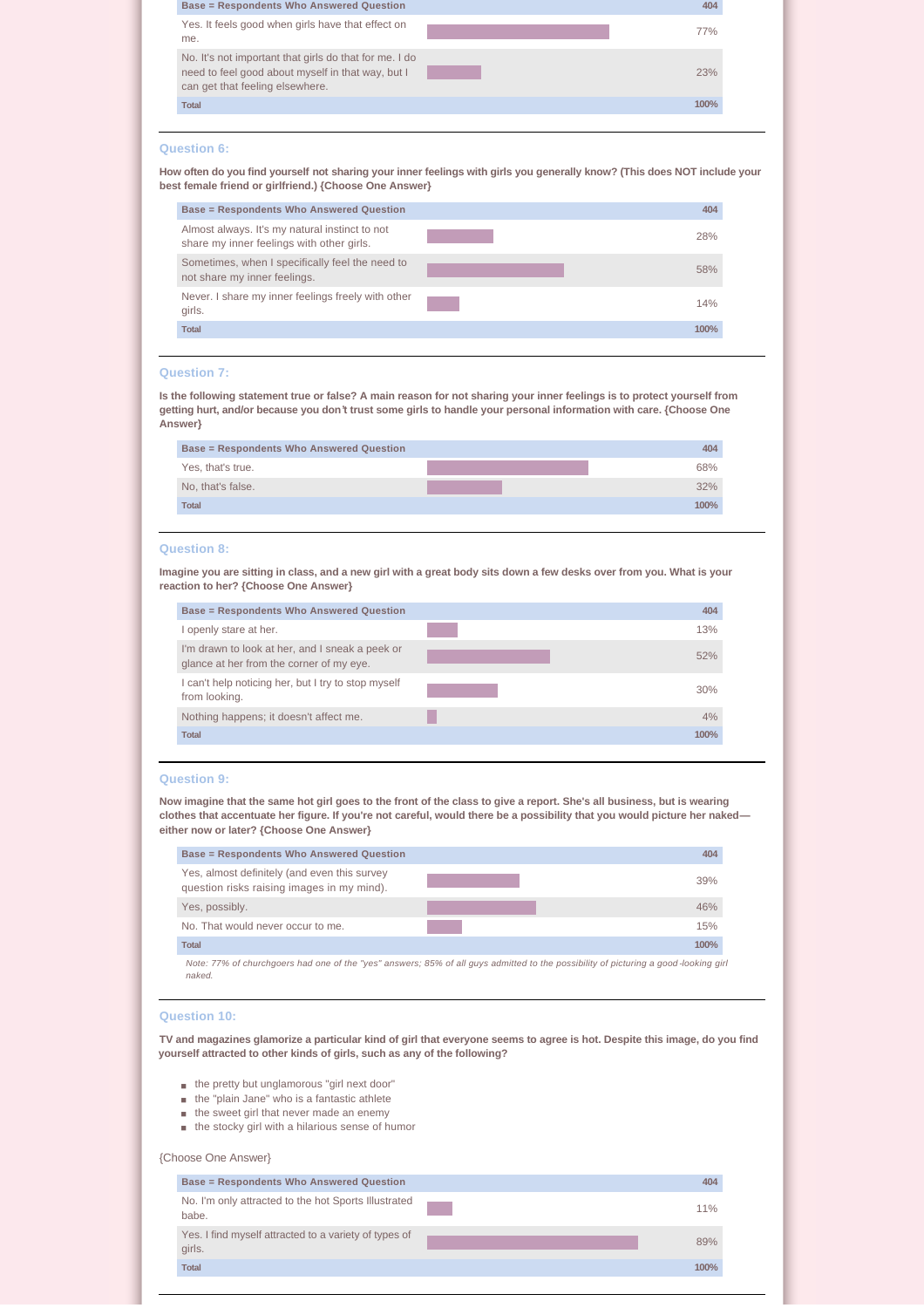| Base = Respondents Who Answered Question | 404 |
| --- | --- |
| Yes. It feels good when girls have that effect on me. | 77% |
| No. It's not important that girls do that for me. I do need to feel good about myself in that way, but I can get that feeling elsewhere. | 23% |
| Total | 100% |

### Question 6:

**How often do you find yourself not sharing your inner feelings with girls you generally know? (This does NOT include your best female friend or girlfriend.) {Choose One Answer}**

| Base = Respondents Who Answered Question | 404 |
| --- | --- |
| Almost always. It's my natural instinct to not share my inner feelings with other girls. | 28% |
| Sometimes, when I specifically feel the need to not share my inner feelings. | 58% |
| Never. I share my inner feelings freely with other girls. | 14% |
| Total | 100% |

### Question 7:

**Is the following statement true or false? A main reason for not sharing your inner feelings is to protect yourself from getting hurt, and/or because you don't trust some girls to handle your personal information with care. {Choose One Answer}**

| Base = Respondents Who Answered Question | 404 |
| --- | --- |
| Yes, that's true. | 68% |
| No, that's false. | 32% |
| Total | 100% |

### Question 8:

**Imagine you are sitting in class, and a new girl with a great body sits down a few desks over from you. What is your reaction to her? {Choose One Answer}**

| Base = Respondents Who Answered Question | 404 |
| --- | --- |
| I openly stare at her. | 13% |
| I'm drawn to look at her, and I sneak a peek or glance at her from the corner of my eye. | 52% |
| I can't help noticing her, but I try to stop myself from looking. | 30% |
| Nothing happens; it doesn't affect me. | 4% |
| Total | 100% |

### Question 9:

**Now imagine that the same hot girl goes to the front of the class to give a report. She's all business, but is wearing clothes that accentuate her figure. If you're not careful, would there be a possibility that you would picture her naked—either now or later? {Choose One Answer}**

| Base = Respondents Who Answered Question | 404 |
| --- | --- |
| Yes, almost definitely (and even this survey question risks raising images in my mind). | 39% |
| Yes, possibly. | 46% |
| No. That would never occur to me. | 15% |
| Total | 100% |

*Note: 77% of churchgoers had one of the "yes" answers; 85% of all guys admitted to the possibility of picturing a good-looking girl naked.*

### Question 10:

**TV and magazines glamorize a particular kind of girl that everyone seems to agree is hot. Despite this image, do you find yourself attracted to other kinds of girls, such as any of the following?**

- the pretty but unglamorous "girl next door"
- the "plain Jane" who is a fantastic athlete
- the sweet girl that never made an enemy
- the stocky girl with a hilarious sense of humor

{Choose One Answer}

| Base = Respondents Who Answered Question | 404 |
| --- | --- |
| No. I'm only attracted to the hot Sports Illustrated babe. | 11% |
| Yes. I find myself attracted to a variety of types of girls. | 89% |
| Total | 100% |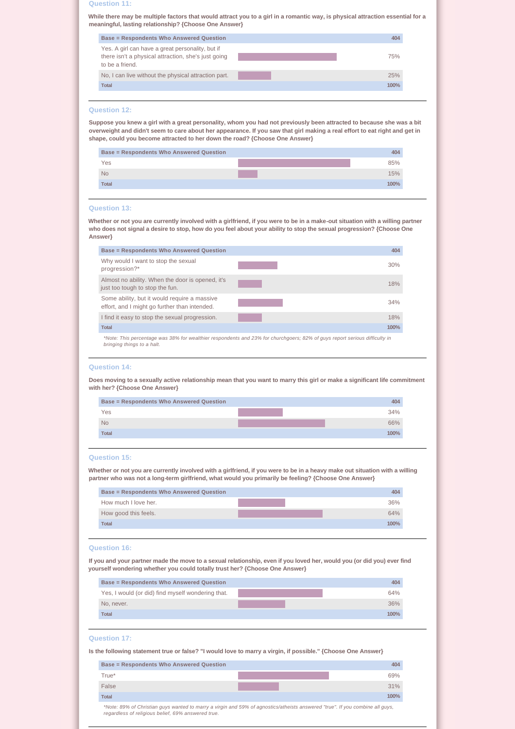### Question 11:

**While there may be multiple factors that would attract you to a girl in a romantic way, is physical attraction essential for a meaningful, lasting relationship? {Choose One Answer}**

| Base = Respondents Who Answered Question | 404 |
|---|---|
| Yes. A girl can have a great personality, but if there isn't a physical attraction, she's just going to be a friend. | 75% |
| No, I can live without the physical attraction part. | 25% |
| **Total** | **100%** |

### Question 12:

**Suppose you knew a girl with a great personality, whom you had not previously been attracted to because she was a bit overweight and didn't seem to care about her appearance. If you saw that girl making a real effort to eat right and get in shape, could you become attracted to her down the road? {Choose One Answer}**

| Base = Respondents Who Answered Question | 404 |
|---|---|
| Yes | 85% |
| No | 15% |
| **Total** | **100%** |

### Question 13:

**Whether or not you are currently involved with a girlfriend, if you were to be in a make-out situation with a willing partner who does not signal a desire to stop, how do you feel about your ability to stop the sexual progression? {Choose One Answer}**

| Base = Respondents Who Answered Question | 404 |
|---|---|
| Why would I want to stop the sexual progression?* | 30% |
| Almost no ability. When the door is opened, it's just too tough to stop the fun. | 18% |
| Some ability, but it would require a massive effort, and I might go further than intended. | 34% |
| I find it easy to stop the sexual progression. | 18% |
| **Total** | **100%** |

*\*Note: This percentage was 38% for wealthier respondents and 23% for churchgoers; 82% of guys report serious difficulty in bringing things to a halt.*

### Question 14:

**Does moving to a sexually active relationship mean that you want to marry this girl or make a significant life commitment with her? {Choose One Answer}**

| Base = Respondents Who Answered Question | 404 |
|---|---|
| Yes | 34% |
| No | 66% |
| **Total** | **100%** |

### Question 15:

**Whether or not you are currently involved with a girlfriend, if you were to be in a heavy make out situation with a willing partner who was not a long-term girlfriend, what would you primarily be feeling? {Choose One Answer}**

| Base = Respondents Who Answered Question | 404 |
|---|---|
| How much I love her. | 36% |
| How good this feels. | 64% |
| **Total** | **100%** |

### Question 16:

**If you and your partner made the move to a sexual relationship, even if you loved her, would you (or did you) ever find yourself wondering whether you could totally trust her? {Choose One Answer}**

| Base = Respondents Who Answered Question | 404 |
|---|---|
| Yes, I would (or did) find myself wondering that. | 64% |
| No, never. | 36% |
| **Total** | **100%** |

### Question 17:

**Is the following statement true or false? "I would love to marry a virgin, if possible." {Choose One Answer}**

| Base = Respondents Who Answered Question | 404 |
|---|---|
| True* | 69% |
| False | 31% |
| **Total** | **100%** |

*\*Note: 89% of Christian guys wanted to marry a virgin and 59% of agnostics/atheists answered "true". If you combine all guys, regardless of religious belief, 69% answered true.*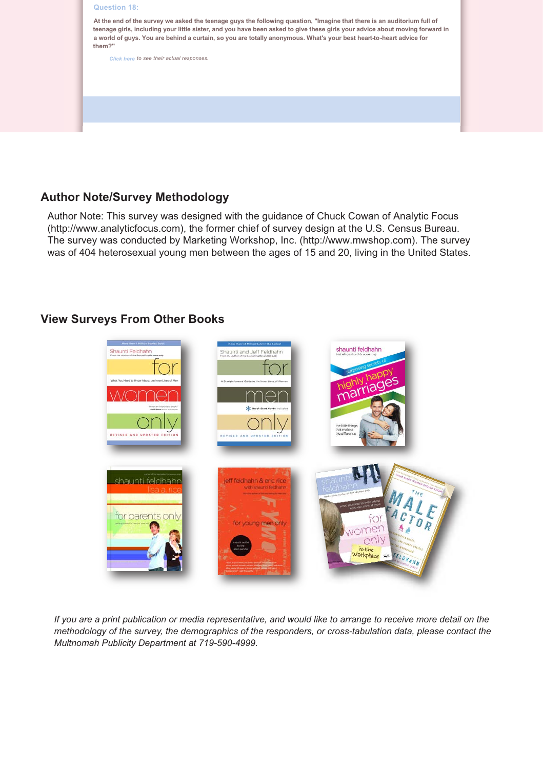Question 18:

**At the end of the survey we asked the teenage guys the following question, "Imagine that there is an auditorium full of teenage girls, including your little sister, and you have been asked to give these girls your advice about moving forward in a world of guys. You are behind a curtain, so you are totally anonymous. What's your best heart-to-heart advice for them?"**

*Click here to see their actual responses.*

## Author Note/Survey Methodology

Author Note: This survey was designed with the guidance of Chuck Cowan of Analytic Focus (http://www.analyticfocus.com), the former chief of survey design at the U.S. Census Bureau. The survey was conducted by Marketing Workshop, Inc. (http://www.mwshop.com). The survey was of 404 heterosexual young men between the ages of 15 and 20, living in the United States.

## View Surveys From Other Books

*If you are a print publication or media representative, and would like to arrange to receive more detail on the methodology of the survey, the demographics of the responders, or cross-tabulation data, please contact the Multnomah Publicity Department at 719-590-4999.*